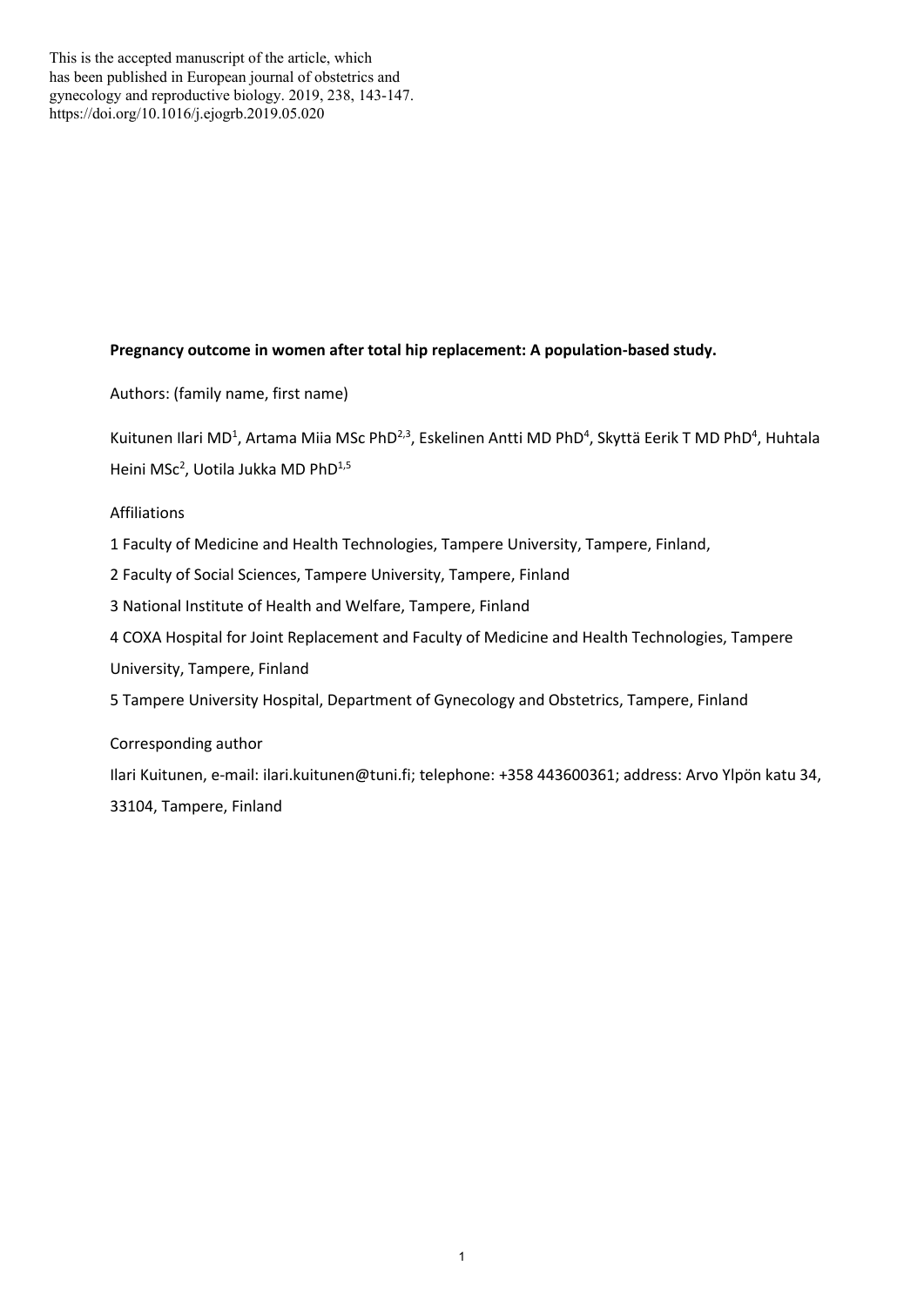This is the accepted manuscript of the article, which has been published in European journal of obstetrics and gynecology and reproductive biology. 2019, 238, 143-147. https://doi.org/10.1016/j.ejogrb.2019.05.020

**Pregnancy outcome in women after total hip replacement: A population-based study.**

Authors: (family name, first name)

Kuitunen Ilari MD[1], Artama Miia MSc PhD[2,3], Eskelinen Antti MD PhD[4], Skyttä Eerik T MD PhD[4], Huhtala Heini MSc[2], Uotila Jukka MD PhD[1,5]

Affiliations

1 Faculty of Medicine and Health Technologies, Tampere University, Tampere, Finland,

2 Faculty of Social Sciences, Tampere University, Tampere, Finland

3 National Institute of Health and Welfare, Tampere, Finland

4 COXA Hospital for Joint Replacement and Faculty of Medicine and Health Technologies, Tampere University, Tampere, Finland

5 Tampere University Hospital, Department of Gynecology and Obstetrics, Tampere, Finland

Corresponding author

Ilari Kuitunen, e-mail: ilari.kuitunen@tuni.fi; telephone: +358 443600361; address: Arvo Ylpön katu 34, 33104, Tampere, Finland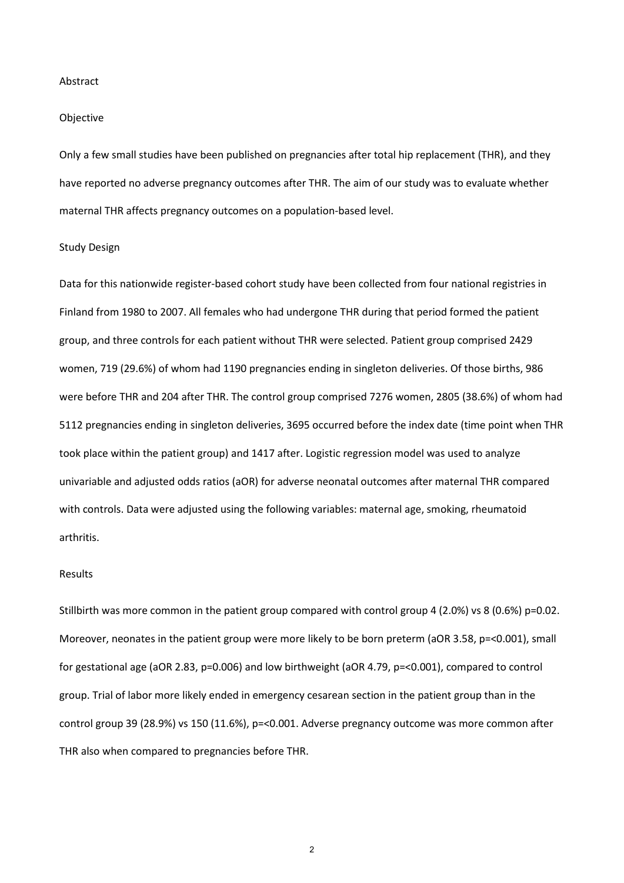## Abstract

### Objective

Only a few small studies have been published on pregnancies after total hip replacement (THR), and they have reported no adverse pregnancy outcomes after THR. The aim of our study was to evaluate whether maternal THR affects pregnancy outcomes on a population-based level.

### Study Design

Data for this nationwide register-based cohort study have been collected from four national registries in Finland from 1980 to 2007. All females who had undergone THR during that period formed the patient group, and three controls for each patient without THR were selected. Patient group comprised 2429 women, 719 (29.6%) of whom had 1190 pregnancies ending in singleton deliveries. Of those births, 986 were before THR and 204 after THR. The control group comprised 7276 women, 2805 (38.6%) of whom had 5112 pregnancies ending in singleton deliveries, 3695 occurred before the index date (time point when THR took place within the patient group) and 1417 after. Logistic regression model was used to analyze univariable and adjusted odds ratios (aOR) for adverse neonatal outcomes after maternal THR compared with controls. Data were adjusted using the following variables: maternal age, smoking, rheumatoid arthritis.

### Results

Stillbirth was more common in the patient group compared with control group 4 (2.0%) vs 8 (0.6%) $p=0.02$. Moreover, neonates in the patient group were more likely to be born preterm (aOR 3.58, $p=<0.001$), small for gestational age (aOR 2.83, $p=0.006$) and low birthweight (aOR 4.79, $p=<0.001$), compared to control group. Trial of labor more likely ended in emergency cesarean section in the patient group than in the control group 39 (28.9%) vs 150 (11.6%), $p=<0.001$. Adverse pregnancy outcome was more common after THR also when compared to pregnancies before THR.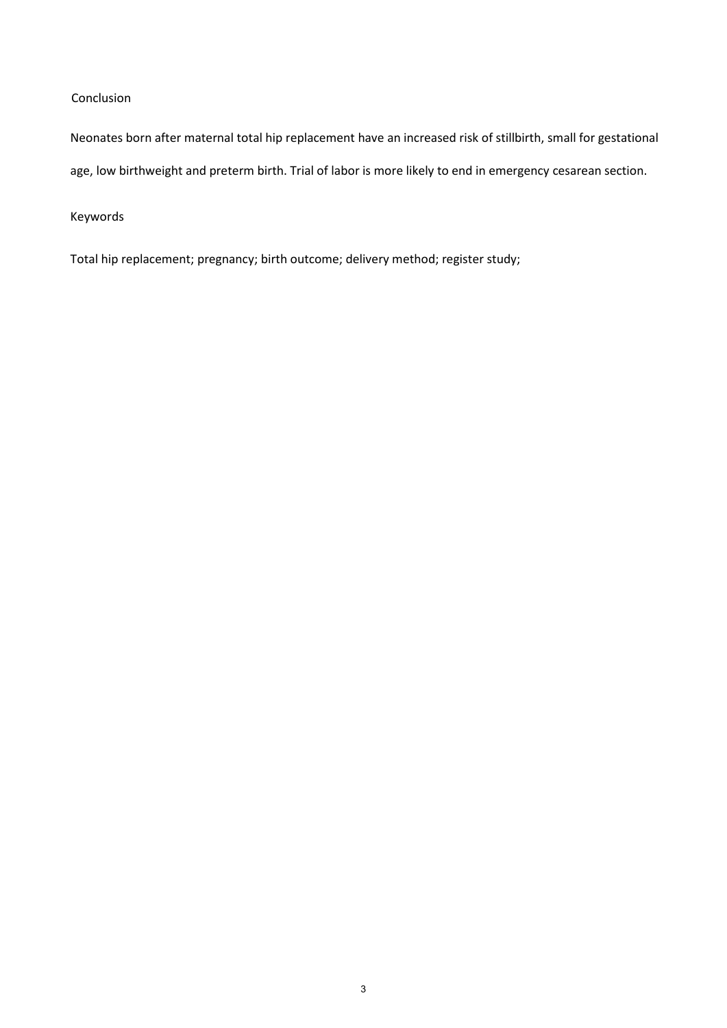## Conclusion

Neonates born after maternal total hip replacement have an increased risk of stillbirth, small for gestational age, low birthweight and preterm birth. Trial of labor is more likely to end in emergency cesarean section.

## Keywords

Total hip replacement; pregnancy; birth outcome; delivery method; register study;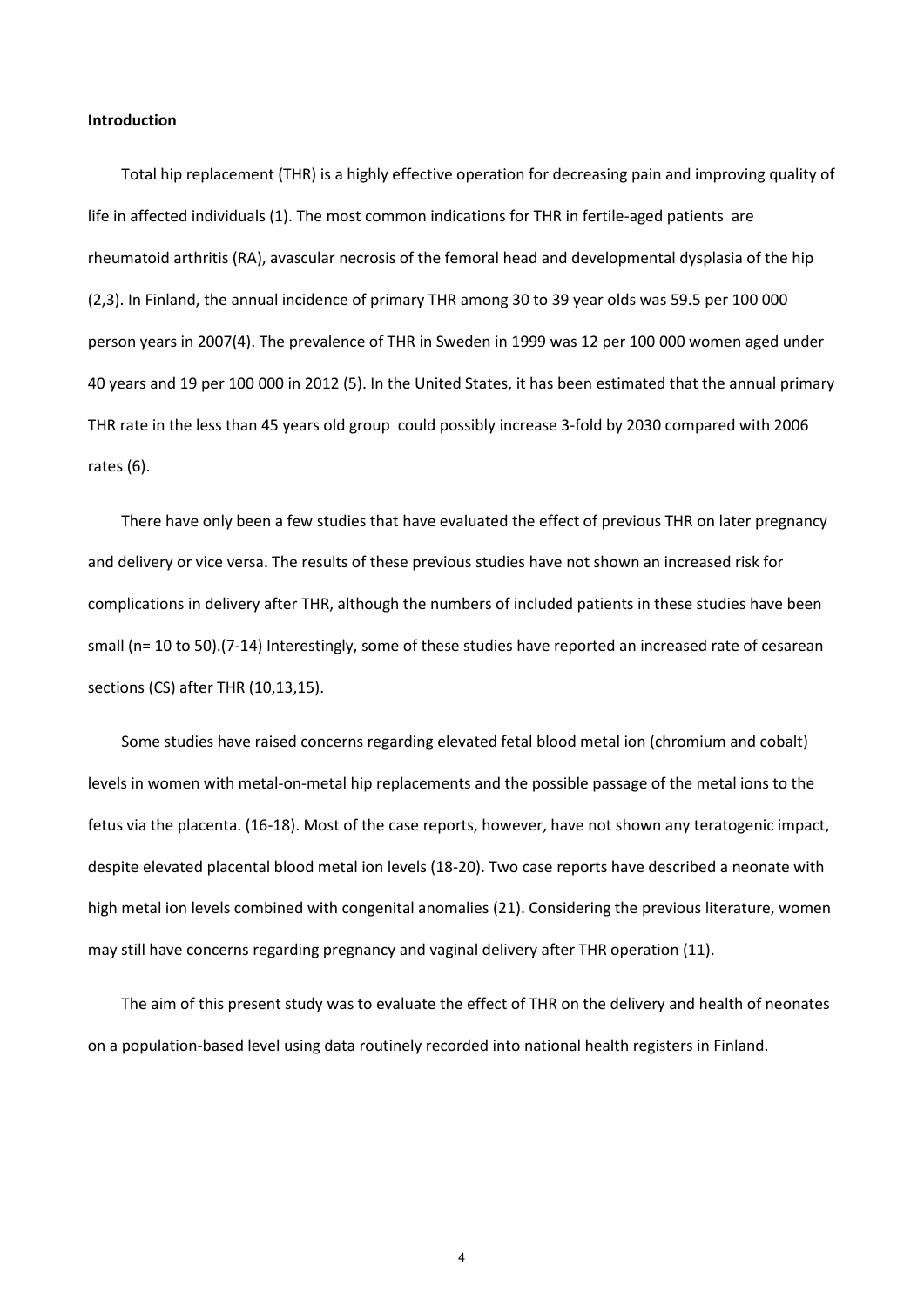**Introduction**

Total hip replacement (THR) is a highly effective operation for decreasing pain and improving quality of life in affected individuals (1). The most common indications for THR in fertile-aged patients are rheumatoid arthritis (RA), avascular necrosis of the femoral head and developmental dysplasia of the hip (2,3). In Finland, the annual incidence of primary THR among 30 to 39 year olds was 59.5 per 100 000 person years in 2007(4). The prevalence of THR in Sweden in 1999 was 12 per 100 000 women aged under 40 years and 19 per 100 000 in 2012 (5). In the United States, it has been estimated that the annual primary THR rate in the less than 45 years old group could possibly increase 3-fold by 2030 compared with 2006 rates (6).

There have only been a few studies that have evaluated the effect of previous THR on later pregnancy and delivery or vice versa. The results of these previous studies have not shown an increased risk for complications in delivery after THR, although the numbers of included patients in these studies have been small (n= 10 to 50).(7-14) Interestingly, some of these studies have reported an increased rate of cesarean sections (CS) after THR (10,13,15).

Some studies have raised concerns regarding elevated fetal blood metal ion (chromium and cobalt) levels in women with metal-on-metal hip replacements and the possible passage of the metal ions to the fetus via the placenta. (16-18). Most of the case reports, however, have not shown any teratogenic impact, despite elevated placental blood metal ion levels (18-20). Two case reports have described a neonate with high metal ion levels combined with congenital anomalies (21). Considering the previous literature, women may still have concerns regarding pregnancy and vaginal delivery after THR operation (11).

The aim of this present study was to evaluate the effect of THR on the delivery and health of neonates on a population-based level using data routinely recorded into national health registers in Finland.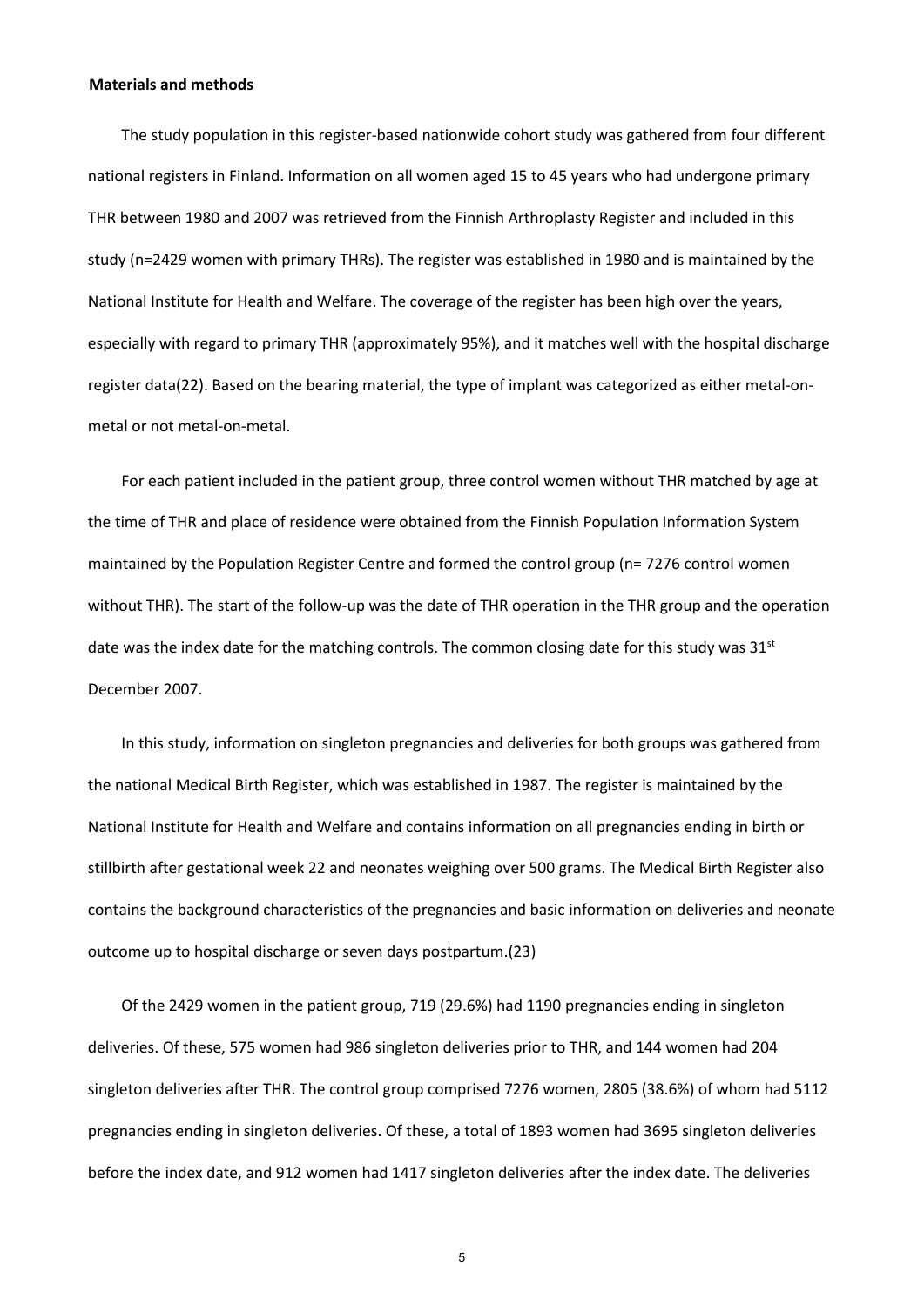**Materials and methods**

The study population in this register-based nationwide cohort study was gathered from four different national registers in Finland. Information on all women aged 15 to 45 years who had undergone primary THR between 1980 and 2007 was retrieved from the Finnish Arthroplasty Register and included in this study (n=2429 women with primary THRs). The register was established in 1980 and is maintained by the National Institute for Health and Welfare. The coverage of the register has been high over the years, especially with regard to primary THR (approximately 95%), and it matches well with the hospital discharge register data(22). Based on the bearing material, the type of implant was categorized as either metal-on-metal or not metal-on-metal.

For each patient included in the patient group, three control women without THR matched by age at the time of THR and place of residence were obtained from the Finnish Population Information System maintained by the Population Register Centre and formed the control group (n= 7276 control women without THR). The start of the follow-up was the date of THR operation in the THR group and the operation date was the index date for the matching controls. The common closing date for this study was 31st December 2007.

In this study, information on singleton pregnancies and deliveries for both groups was gathered from the national Medical Birth Register, which was established in 1987. The register is maintained by the National Institute for Health and Welfare and contains information on all pregnancies ending in birth or stillbirth after gestational week 22 and neonates weighing over 500 grams. The Medical Birth Register also contains the background characteristics of the pregnancies and basic information on deliveries and neonate outcome up to hospital discharge or seven days postpartum.(23)

Of the 2429 women in the patient group, 719 (29.6%) had 1190 pregnancies ending in singleton deliveries. Of these, 575 women had 986 singleton deliveries prior to THR, and 144 women had 204 singleton deliveries after THR. The control group comprised 7276 women, 2805 (38.6%) of whom had 5112 pregnancies ending in singleton deliveries. Of these, a total of 1893 women had 3695 singleton deliveries before the index date, and 912 women had 1417 singleton deliveries after the index date. The deliveries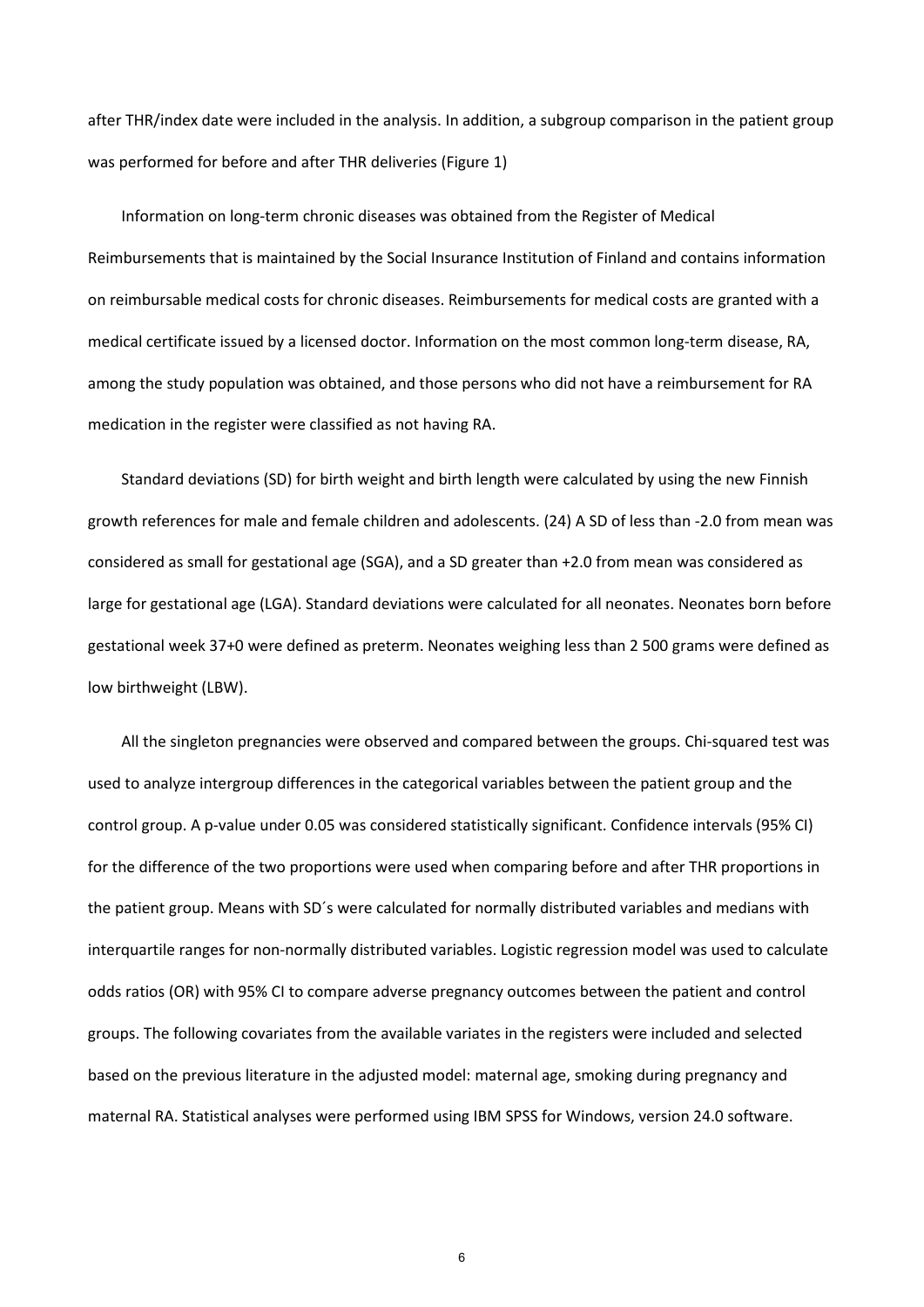after THR/index date were included in the analysis. In addition, a subgroup comparison in the patient group was performed for before and after THR deliveries (Figure 1)

Information on long-term chronic diseases was obtained from the Register of Medical Reimbursements that is maintained by the Social Insurance Institution of Finland and contains information on reimbursable medical costs for chronic diseases. Reimbursements for medical costs are granted with a medical certificate issued by a licensed doctor. Information on the most common long-term disease, RA, among the study population was obtained, and those persons who did not have a reimbursement for RA medication in the register were classified as not having RA.

Standard deviations (SD) for birth weight and birth length were calculated by using the new Finnish growth references for male and female children and adolescents. (24) A SD of less than -2.0 from mean was considered as small for gestational age (SGA), and a SD greater than +2.0 from mean was considered as large for gestational age (LGA). Standard deviations were calculated for all neonates. Neonates born before gestational week 37+0 were defined as preterm. Neonates weighing less than 2 500 grams were defined as low birthweight (LBW).

All the singleton pregnancies were observed and compared between the groups. Chi-squared test was used to analyze intergroup differences in the categorical variables between the patient group and the control group. A p-value under 0.05 was considered statistically significant. Confidence intervals (95% CI) for the difference of the two proportions were used when comparing before and after THR proportions in the patient group. Means with SD´s were calculated for normally distributed variables and medians with interquartile ranges for non-normally distributed variables. Logistic regression model was used to calculate odds ratios (OR) with 95% CI to compare adverse pregnancy outcomes between the patient and control groups. The following covariates from the available variates in the registers were included and selected based on the previous literature in the adjusted model: maternal age, smoking during pregnancy and maternal RA. Statistical analyses were performed using IBM SPSS for Windows, version 24.0 software.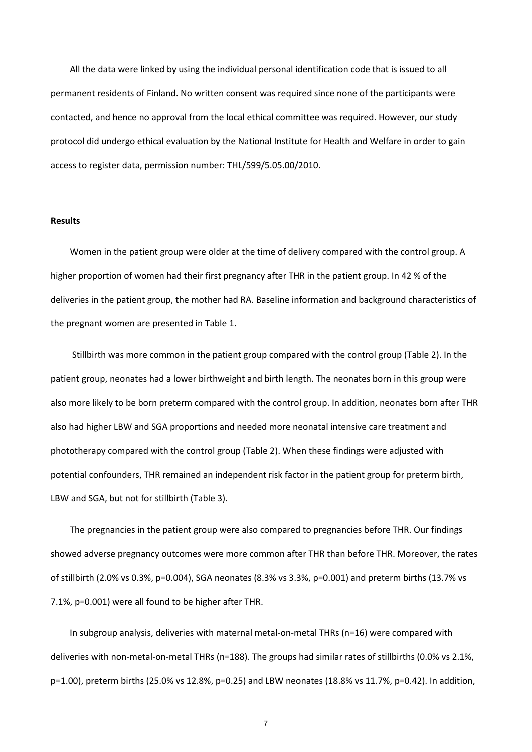All the data were linked by using the individual personal identification code that is issued to all permanent residents of Finland. No written consent was required since none of the participants were contacted, and hence no approval from the local ethical committee was required. However, our study protocol did undergo ethical evaluation by the National Institute for Health and Welfare in order to gain access to register data, permission number: THL/599/5.05.00/2010.

**Results**

Women in the patient group were older at the time of delivery compared with the control group. A higher proportion of women had their first pregnancy after THR in the patient group. In 42 % of the deliveries in the patient group, the mother had RA. Baseline information and background characteristics of the pregnant women are presented in Table 1.

Stillbirth was more common in the patient group compared with the control group (Table 2). In the patient group, neonates had a lower birthweight and birth length. The neonates born in this group were also more likely to be born preterm compared with the control group. In addition, neonates born after THR also had higher LBW and SGA proportions and needed more neonatal intensive care treatment and phototherapy compared with the control group (Table 2). When these findings were adjusted with potential confounders, THR remained an independent risk factor in the patient group for preterm birth, LBW and SGA, but not for stillbirth (Table 3).

The pregnancies in the patient group were also compared to pregnancies before THR. Our findings showed adverse pregnancy outcomes were more common after THR than before THR. Moreover, the rates of stillbirth (2.0% vs 0.3%, p=0.004), SGA neonates (8.3% vs 3.3%, p=0.001) and preterm births (13.7% vs 7.1%, p=0.001) were all found to be higher after THR.

In subgroup analysis, deliveries with maternal metal-on-metal THRs (n=16) were compared with deliveries with non-metal-on-metal THRs (n=188). The groups had similar rates of stillbirths (0.0% vs 2.1%, p=1.00), preterm births (25.0% vs 12.8%, p=0.25) and LBW neonates (18.8% vs 11.7%, p=0.42). In addition,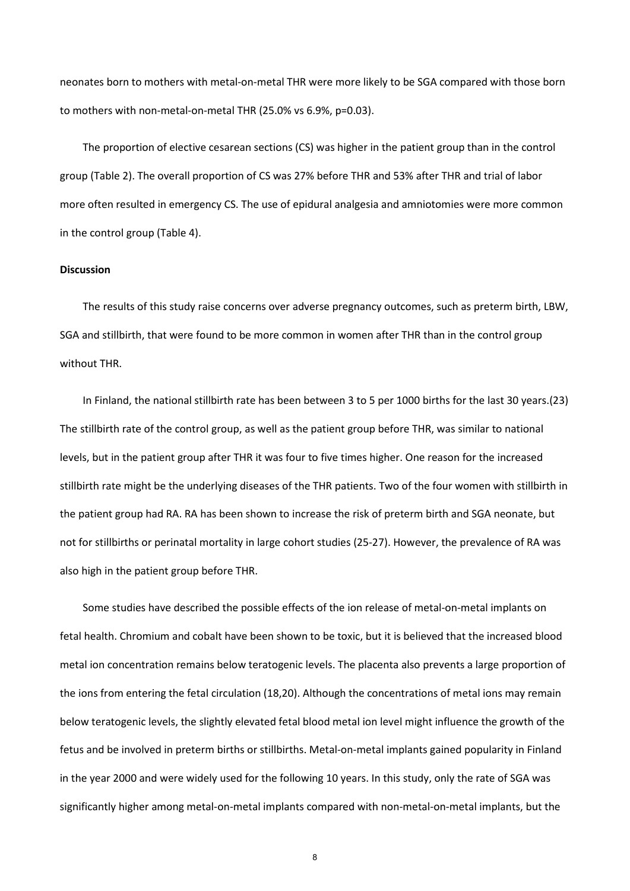neonates born to mothers with metal-on-metal THR were more likely to be SGA compared with those born to mothers with non-metal-on-metal THR (25.0% vs 6.9%, p=0.03).

The proportion of elective cesarean sections (CS) was higher in the patient group than in the control group (Table 2). The overall proportion of CS was 27% before THR and 53% after THR and trial of labor more often resulted in emergency CS. The use of epidural analgesia and amniotomies were more common in the control group (Table 4).

**Discussion**

The results of this study raise concerns over adverse pregnancy outcomes, such as preterm birth, LBW, SGA and stillbirth, that were found to be more common in women after THR than in the control group without THR.

In Finland, the national stillbirth rate has been between 3 to 5 per 1000 births for the last 30 years.(23) The stillbirth rate of the control group, as well as the patient group before THR, was similar to national levels, but in the patient group after THR it was four to five times higher. One reason for the increased stillbirth rate might be the underlying diseases of the THR patients. Two of the four women with stillbirth in the patient group had RA. RA has been shown to increase the risk of preterm birth and SGA neonate, but not for stillbirths or perinatal mortality in large cohort studies (25-27). However, the prevalence of RA was also high in the patient group before THR.

Some studies have described the possible effects of the ion release of metal-on-metal implants on fetal health. Chromium and cobalt have been shown to be toxic, but it is believed that the increased blood metal ion concentration remains below teratogenic levels. The placenta also prevents a large proportion of the ions from entering the fetal circulation (18,20). Although the concentrations of metal ions may remain below teratogenic levels, the slightly elevated fetal blood metal ion level might influence the growth of the fetus and be involved in preterm births or stillbirths. Metal-on-metal implants gained popularity in Finland in the year 2000 and were widely used for the following 10 years. In this study, only the rate of SGA was significantly higher among metal-on-metal implants compared with non-metal-on-metal implants, but the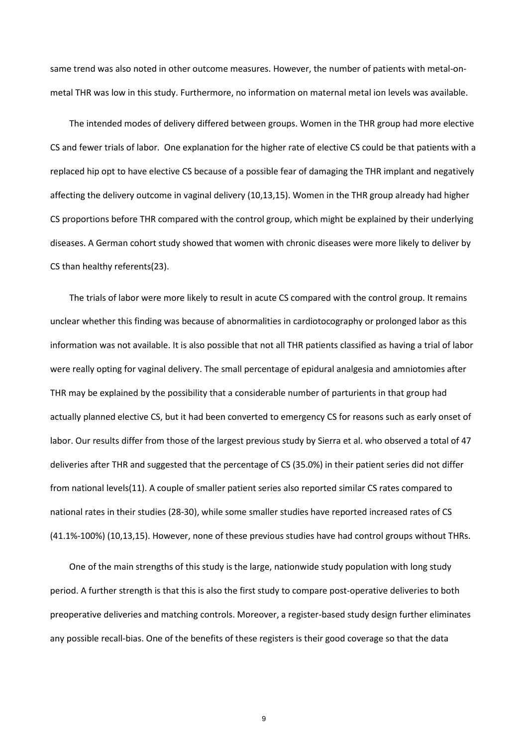same trend was also noted in other outcome measures. However, the number of patients with metal-on-metal THR was low in this study. Furthermore, no information on maternal metal ion levels was available.

The intended modes of delivery differed between groups. Women in the THR group had more elective CS and fewer trials of labor. One explanation for the higher rate of elective CS could be that patients with a replaced hip opt to have elective CS because of a possible fear of damaging the THR implant and negatively affecting the delivery outcome in vaginal delivery (10,13,15). Women in the THR group already had higher CS proportions before THR compared with the control group, which might be explained by their underlying diseases. A German cohort study showed that women with chronic diseases were more likely to deliver by CS than healthy referents(23).

The trials of labor were more likely to result in acute CS compared with the control group. It remains unclear whether this finding was because of abnormalities in cardiotocography or prolonged labor as this information was not available. It is also possible that not all THR patients classified as having a trial of labor were really opting for vaginal delivery. The small percentage of epidural analgesia and amniotomies after THR may be explained by the possibility that a considerable number of parturients in that group had actually planned elective CS, but it had been converted to emergency CS for reasons such as early onset of labor. Our results differ from those of the largest previous study by Sierra et al. who observed a total of 47 deliveries after THR and suggested that the percentage of CS (35.0%) in their patient series did not differ from national levels(11). A couple of smaller patient series also reported similar CS rates compared to national rates in their studies (28-30), while some smaller studies have reported increased rates of CS (41.1%-100%) (10,13,15). However, none of these previous studies have had control groups without THRs.

One of the main strengths of this study is the large, nationwide study population with long study period. A further strength is that this is also the first study to compare post-operative deliveries to both preoperative deliveries and matching controls. Moreover, a register-based study design further eliminates any possible recall-bias. One of the benefits of these registers is their good coverage so that the data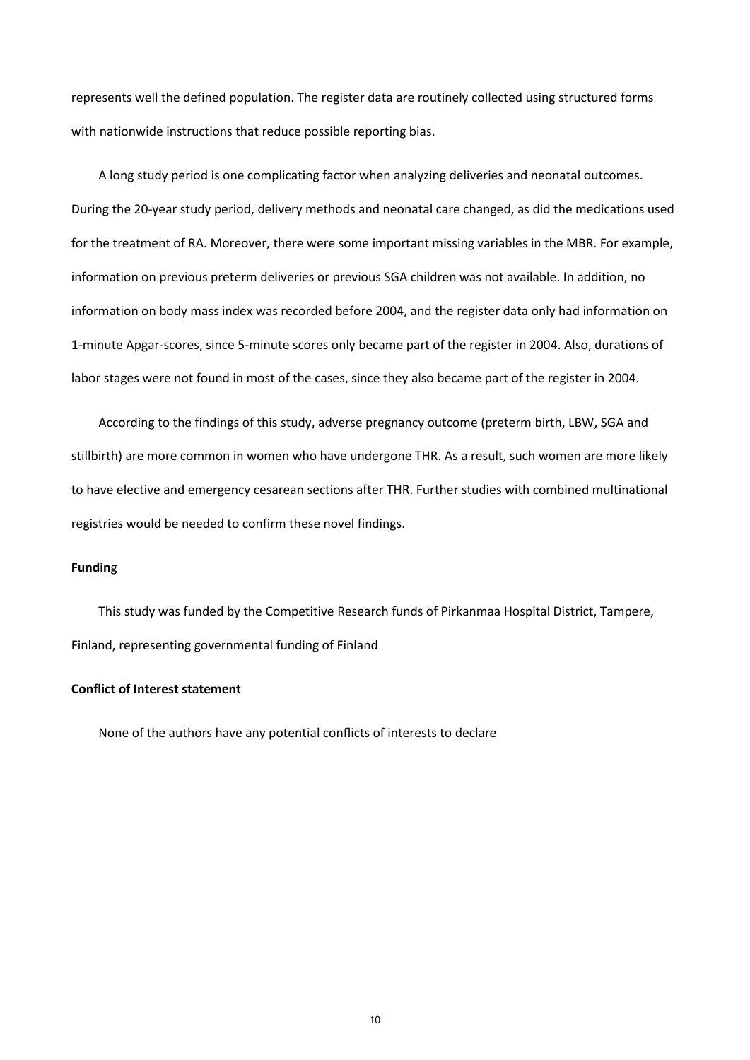represents well the defined population. The register data are routinely collected using structured forms with nationwide instructions that reduce possible reporting bias.

A long study period is one complicating factor when analyzing deliveries and neonatal outcomes. During the 20-year study period, delivery methods and neonatal care changed, as did the medications used for the treatment of RA. Moreover, there were some important missing variables in the MBR. For example, information on previous preterm deliveries or previous SGA children was not available. In addition, no information on body mass index was recorded before 2004, and the register data only had information on 1-minute Apgar-scores, since 5-minute scores only became part of the register in 2004. Also, durations of labor stages were not found in most of the cases, since they also became part of the register in 2004.

According to the findings of this study, adverse pregnancy outcome (preterm birth, LBW, SGA and stillbirth) are more common in women who have undergone THR. As a result, such women are more likely to have elective and emergency cesarean sections after THR. Further studies with combined multinational registries would be needed to confirm these novel findings.

**Funding**

This study was funded by the Competitive Research funds of Pirkanmaa Hospital District, Tampere, Finland, representing governmental funding of Finland

**Conflict of Interest statement**

None of the authors have any potential conflicts of interests to declare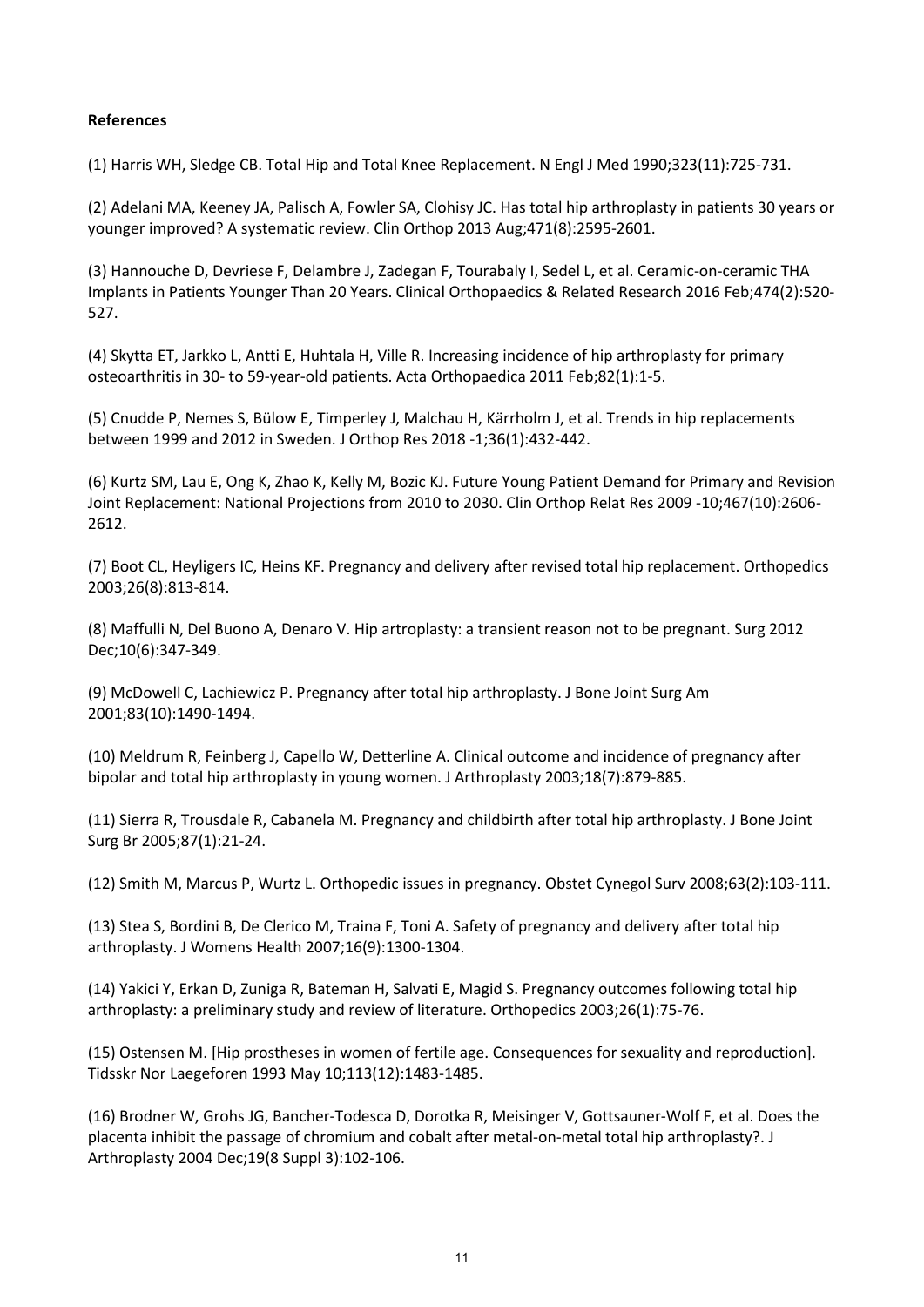**References**

(1) Harris WH, Sledge CB. Total Hip and Total Knee Replacement. N Engl J Med 1990;323(11):725-731.

(2) Adelani MA, Keeney JA, Palisch A, Fowler SA, Clohisy JC. Has total hip arthroplasty in patients 30 years or younger improved? A systematic review. Clin Orthop 2013 Aug;471(8):2595-2601.

(3) Hannouche D, Devriese F, Delambre J, Zadegan F, Tourabaly I, Sedel L, et al. Ceramic-on-ceramic THA Implants in Patients Younger Than 20 Years. Clinical Orthopaedics & Related Research 2016 Feb;474(2):520-527.

(4) Skytta ET, Jarkko L, Antti E, Huhtala H, Ville R. Increasing incidence of hip arthroplasty for primary osteoarthritis in 30- to 59-year-old patients. Acta Orthopaedica 2011 Feb;82(1):1-5.

(5) Cnudde P, Nemes S, Bülow E, Timperley J, Malchau H, Kärrholm J, et al. Trends in hip replacements between 1999 and 2012 in Sweden. J Orthop Res 2018 -1;36(1):432-442.

(6) Kurtz SM, Lau E, Ong K, Zhao K, Kelly M, Bozic KJ. Future Young Patient Demand for Primary and Revision Joint Replacement: National Projections from 2010 to 2030. Clin Orthop Relat Res 2009 -10;467(10):2606-2612.

(7) Boot CL, Heyligers IC, Heins KF. Pregnancy and delivery after revised total hip replacement. Orthopedics 2003;26(8):813-814.

(8) Maffulli N, Del Buono A, Denaro V. Hip artroplasty: a transient reason not to be pregnant. Surg 2012 Dec;10(6):347-349.

(9) McDowell C, Lachiewicz P. Pregnancy after total hip arthroplasty. J Bone Joint Surg Am 2001;83(10):1490-1494.

(10) Meldrum R, Feinberg J, Capello W, Detterline A. Clinical outcome and incidence of pregnancy after bipolar and total hip arthroplasty in young women. J Arthroplasty 2003;18(7):879-885.

(11) Sierra R, Trousdale R, Cabanela M. Pregnancy and childbirth after total hip arthroplasty. J Bone Joint Surg Br 2005;87(1):21-24.

(12) Smith M, Marcus P, Wurtz L. Orthopedic issues in pregnancy. Obstet Cynegol Surv 2008;63(2):103-111.

(13) Stea S, Bordini B, De Clerico M, Traina F, Toni A. Safety of pregnancy and delivery after total hip arthroplasty. J Womens Health 2007;16(9):1300-1304.

(14) Yakici Y, Erkan D, Zuniga R, Bateman H, Salvati E, Magid S. Pregnancy outcomes following total hip arthroplasty: a preliminary study and review of literature. Orthopedics 2003;26(1):75-76.

(15) Ostensen M. [Hip prostheses in women of fertile age. Consequences for sexuality and reproduction]. Tidsskr Nor Laegeforen 1993 May 10;113(12):1483-1485.

(16) Brodner W, Grohs JG, Bancher-Todesca D, Dorotka R, Meisinger V, Gottsauner-Wolf F, et al. Does the placenta inhibit the passage of chromium and cobalt after metal-on-metal total hip arthroplasty?. J Arthroplasty 2004 Dec;19(8 Suppl 3):102-106.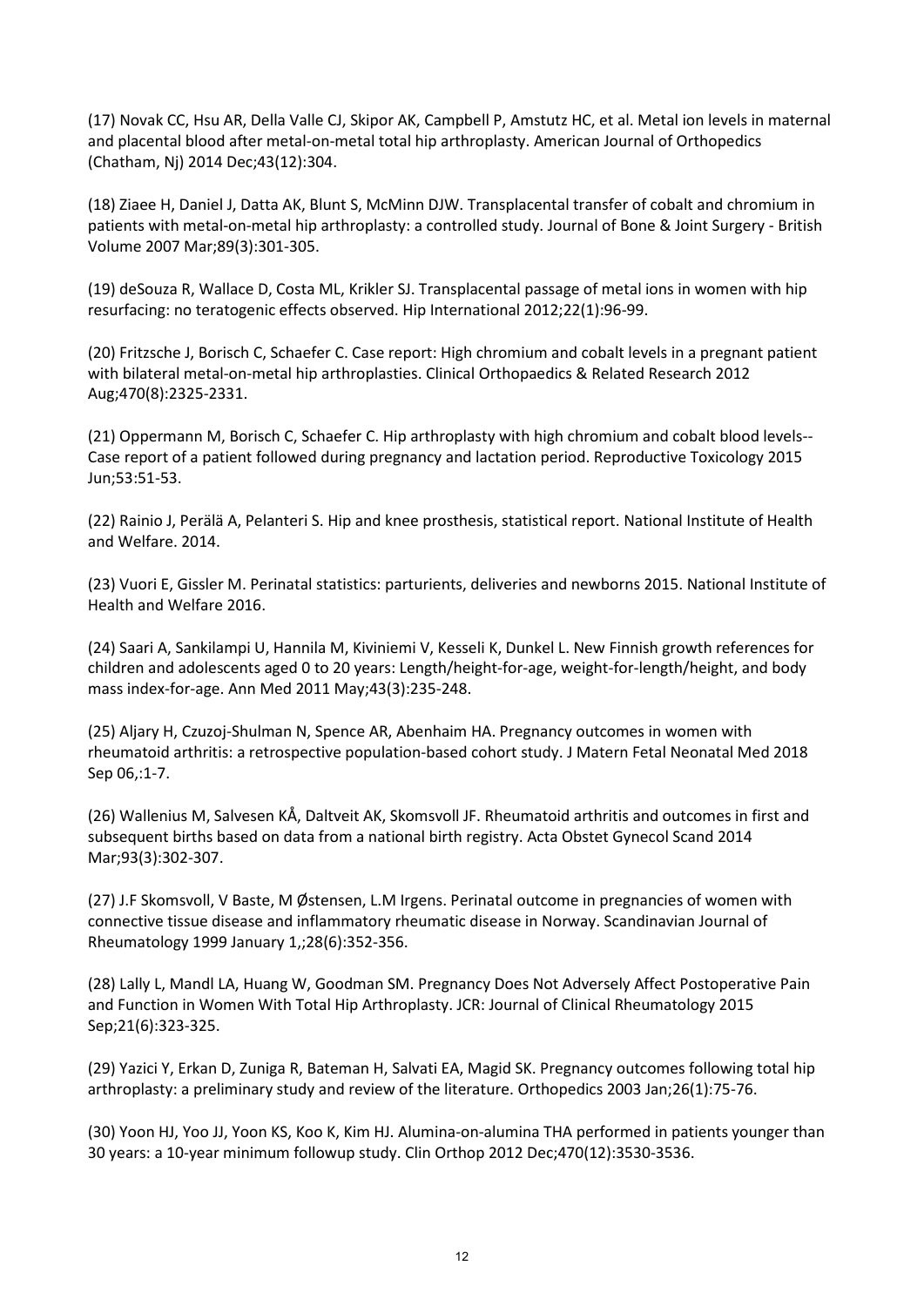(17) Novak CC, Hsu AR, Della Valle CJ, Skipor AK, Campbell P, Amstutz HC, et al. Metal ion levels in maternal and placental blood after metal-on-metal total hip arthroplasty. American Journal of Orthopedics (Chatham, Nj) 2014 Dec;43(12):304.

(18) Ziaee H, Daniel J, Datta AK, Blunt S, McMinn DJW. Transplacental transfer of cobalt and chromium in patients with metal-on-metal hip arthroplasty: a controlled study. Journal of Bone & Joint Surgery - British Volume 2007 Mar;89(3):301-305.

(19) deSouza R, Wallace D, Costa ML, Krikler SJ. Transplacental passage of metal ions in women with hip resurfacing: no teratogenic effects observed. Hip International 2012;22(1):96-99.

(20) Fritzsche J, Borisch C, Schaefer C. Case report: High chromium and cobalt levels in a pregnant patient with bilateral metal-on-metal hip arthroplasties. Clinical Orthopaedics & Related Research 2012 Aug;470(8):2325-2331.

(21) Oppermann M, Borisch C, Schaefer C. Hip arthroplasty with high chromium and cobalt blood levels--Case report of a patient followed during pregnancy and lactation period. Reproductive Toxicology 2015 Jun;53:51-53.

(22) Rainio J, Perälä A, Pelanteri S. Hip and knee prosthesis, statistical report. National Institute of Health and Welfare. 2014.

(23) Vuori E, Gissler M. Perinatal statistics: parturients, deliveries and newborns 2015. National Institute of Health and Welfare 2016.

(24) Saari A, Sankilampi U, Hannila M, Kiviniemi V, Kesseli K, Dunkel L. New Finnish growth references for children and adolescents aged 0 to 20 years: Length/height-for-age, weight-for-length/height, and body mass index-for-age. Ann Med 2011 May;43(3):235-248.

(25) Aljary H, Czuzoj-Shulman N, Spence AR, Abenhaim HA. Pregnancy outcomes in women with rheumatoid arthritis: a retrospective population-based cohort study. J Matern Fetal Neonatal Med 2018 Sep 06,:1-7.

(26) Wallenius M, Salvesen KÅ, Daltveit AK, Skomsvoll JF. Rheumatoid arthritis and outcomes in first and subsequent births based on data from a national birth registry. Acta Obstet Gynecol Scand 2014 Mar;93(3):302-307.

(27) J.F Skomsvoll, V Baste, M Østensen, L.M Irgens. Perinatal outcome in pregnancies of women with connective tissue disease and inflammatory rheumatic disease in Norway. Scandinavian Journal of Rheumatology 1999 January 1,;28(6):352-356.

(28) Lally L, Mandl LA, Huang W, Goodman SM. Pregnancy Does Not Adversely Affect Postoperative Pain and Function in Women With Total Hip Arthroplasty. JCR: Journal of Clinical Rheumatology 2015 Sep;21(6):323-325.

(29) Yazici Y, Erkan D, Zuniga R, Bateman H, Salvati EA, Magid SK. Pregnancy outcomes following total hip arthroplasty: a preliminary study and review of the literature. Orthopedics 2003 Jan;26(1):75-76.

(30) Yoon HJ, Yoo JJ, Yoon KS, Koo K, Kim HJ. Alumina-on-alumina THA performed in patients younger than 30 years: a 10-year minimum followup study. Clin Orthop 2012 Dec;470(12):3530-3536.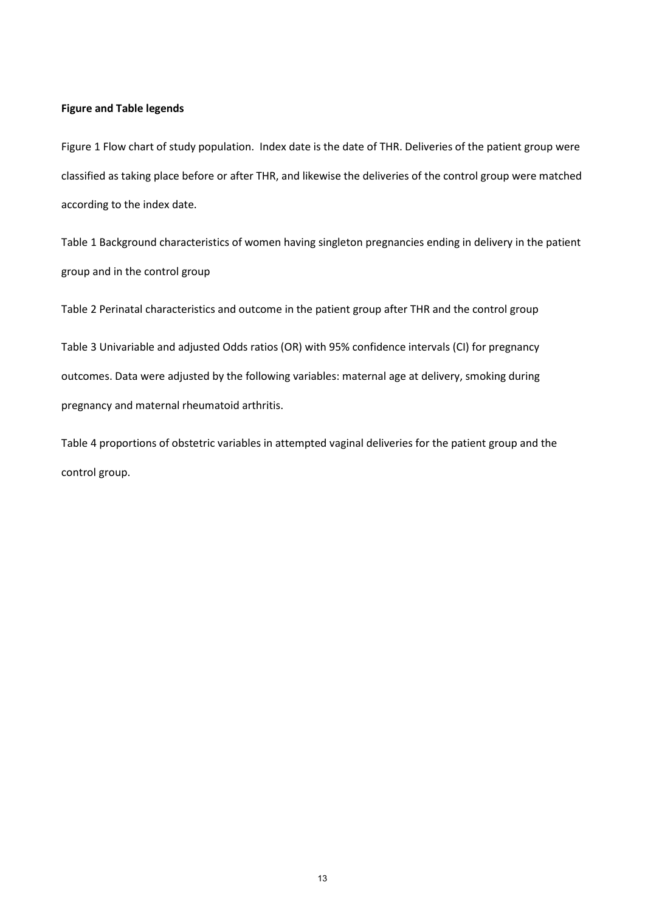**Figure and Table legends**

Figure 1 Flow chart of study population. Index date is the date of THR. Deliveries of the patient group were classified as taking place before or after THR, and likewise the deliveries of the control group were matched according to the index date.

Table 1 Background characteristics of women having singleton pregnancies ending in delivery in the patient group and in the control group

Table 2 Perinatal characteristics and outcome in the patient group after THR and the control group

Table 3 Univariable and adjusted Odds ratios (OR) with 95% confidence intervals (CI) for pregnancy outcomes. Data were adjusted by the following variables: maternal age at delivery, smoking during pregnancy and maternal rheumatoid arthritis.

Table 4 proportions of obstetric variables in attempted vaginal deliveries for the patient group and the control group.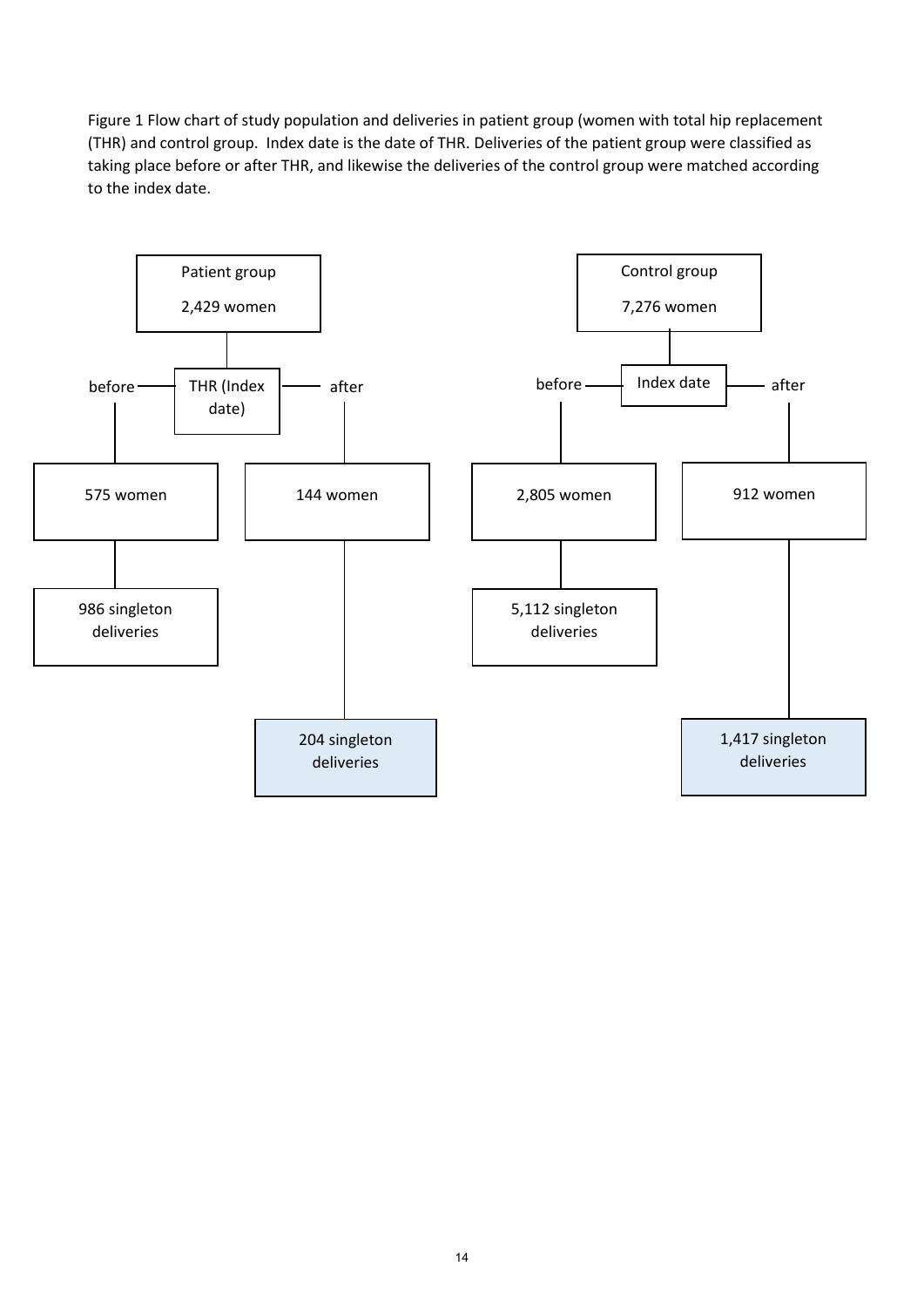Figure 1 Flow chart of study population and deliveries in patient group (women with total hip replacement (THR) and control group. Index date is the date of THR. Deliveries of the patient group were classified as taking place before or after THR, and likewise the deliveries of the control group were matched according to the index date.

**Patient group**: 2,429 women

- THR (Index date)
  - before: 575 women → 986 singleton deliveries
  - after: 144 women → 204 singleton deliveries

**Control group**: 7,276 women

- Index date
  - before: 2,805 women → 5,112 singleton deliveries
  - after: 912 women → 1,417 singleton deliveries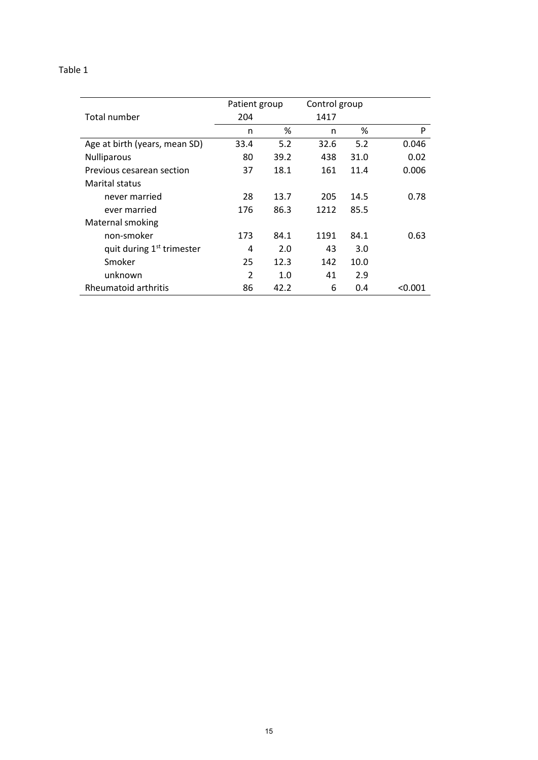Table 1

| | Patient group | | Control group | | |
|---|---|---|---|---|---|
| Total number | 204 | | 1417 | | |
| | n | % | n | % | P |
| Age at birth (years, mean SD) | 33.4 | 5.2 | 32.6 | 5.2 | 0.046 |
| Nulliparous | 80 | 39.2 | 438 | 31.0 | 0.02 |
| Previous cesarean section | 37 | 18.1 | 161 | 11.4 | 0.006 |
| Marital status | | | | | |
| never married | 28 | 13.7 | 205 | 14.5 | 0.78 |
| ever married | 176 | 86.3 | 1212 | 85.5 | |
| Maternal smoking | | | | | |
| non-smoker | 173 | 84.1 | 1191 | 84.1 | 0.63 |
| quit during 1st trimester | 4 | 2.0 | 43 | 3.0 | |
| Smoker | 25 | 12.3 | 142 | 10.0 | |
| unknown | 2 | 1.0 | 41 | 2.9 | |
| Rheumatoid arthritis | 86 | 42.2 | 6 | 0.4 | <0.001 |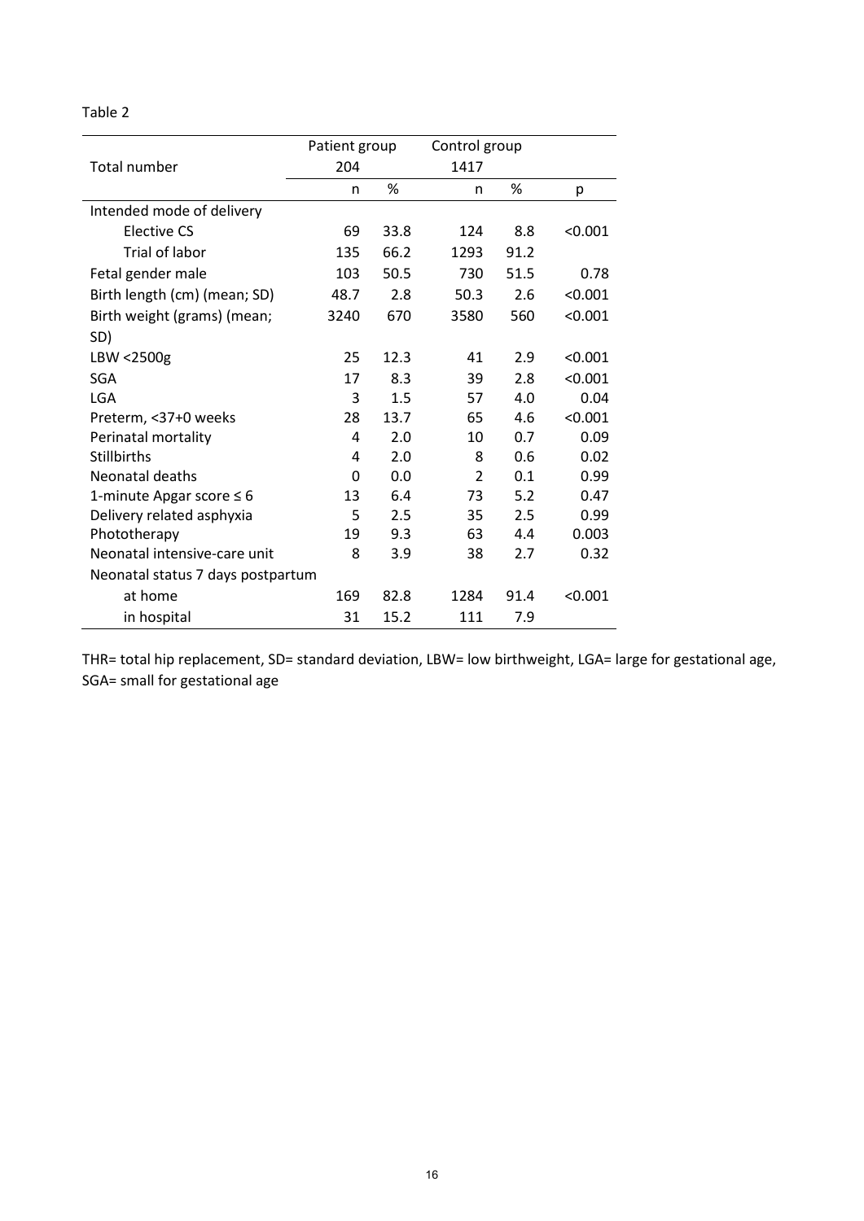Table 2

| | Patient group | | Control group | | |
|---|---|---|---|---|---|
| Total number | 204 | | 1417 | | |
| | n | % | n | % | p |
| Intended mode of delivery | | | | | |
| Elective CS | 69 | 33.8 | 124 | 8.8 | <0.001 |
| Trial of labor | 135 | 66.2 | 1293 | 91.2 | |
| Fetal gender male | 103 | 50.5 | 730 | 51.5 | 0.78 |
| Birth length (cm) (mean; SD) | 48.7 | 2.8 | 50.3 | 2.6 | <0.001 |
| Birth weight (grams) (mean; SD) | 3240 | 670 | 3580 | 560 | <0.001 |
| LBW <2500g | 25 | 12.3 | 41 | 2.9 | <0.001 |
| SGA | 17 | 8.3 | 39 | 2.8 | <0.001 |
| LGA | 3 | 1.5 | 57 | 4.0 | 0.04 |
| Preterm, <37+0 weeks | 28 | 13.7 | 65 | 4.6 | <0.001 |
| Perinatal mortality | 4 | 2.0 | 10 | 0.7 | 0.09 |
| Stillbirths | 4 | 2.0 | 8 | 0.6 | 0.02 |
| Neonatal deaths | 0 | 0.0 | 2 | 0.1 | 0.99 |
| 1-minute Apgar score ≤ 6 | 13 | 6.4 | 73 | 5.2 | 0.47 |
| Delivery related asphyxia | 5 | 2.5 | 35 | 2.5 | 0.99 |
| Phototherapy | 19 | 9.3 | 63 | 4.4 | 0.003 |
| Neonatal intensive-care unit | 8 | 3.9 | 38 | 2.7 | 0.32 |
| Neonatal status 7 days postpartum | | | | | |
| at home | 169 | 82.8 | 1284 | 91.4 | <0.001 |
| in hospital | 31 | 15.2 | 111 | 7.9 | |

THR= total hip replacement, SD= standard deviation, LBW= low birthweight, LGA= large for gestational age, SGA= small for gestational age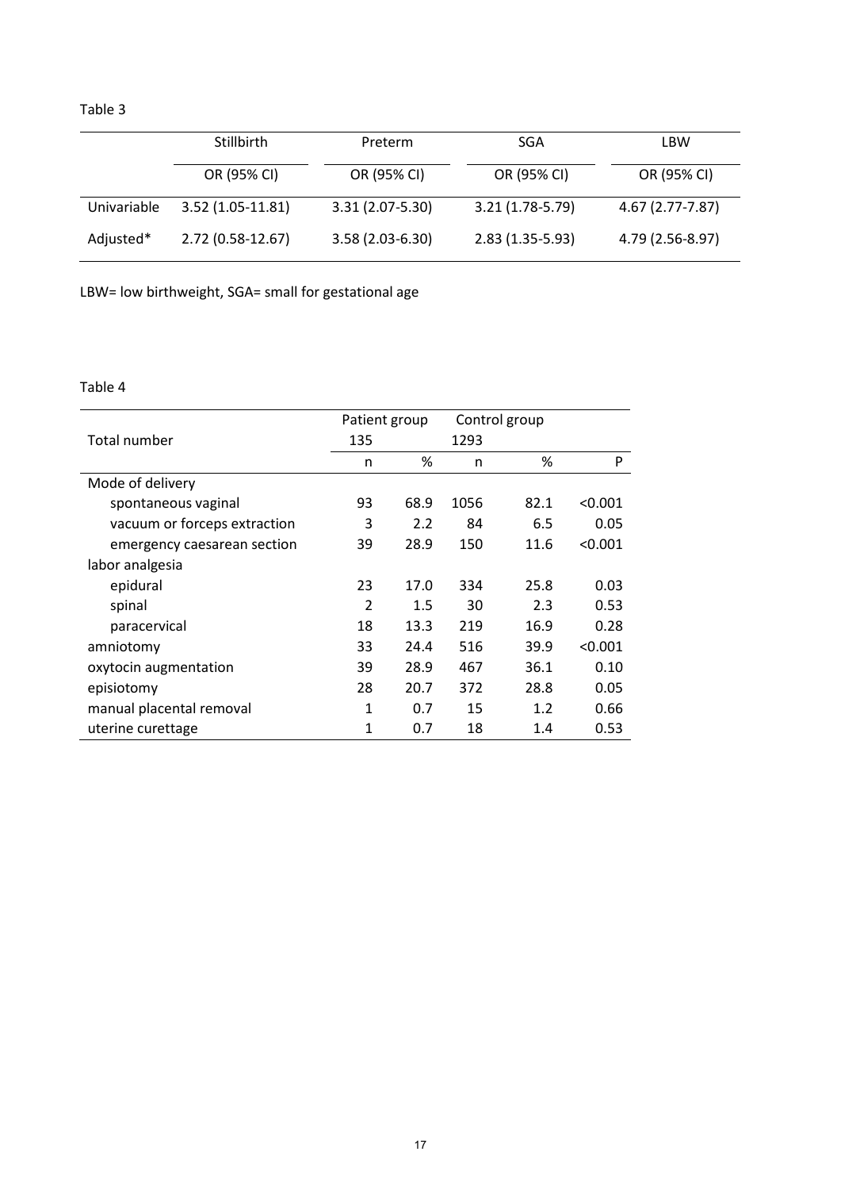Table 3

| | Stillbirth | Preterm | SGA | LBW |
|---|---|---|---|---|
| | OR (95% CI) | OR (95% CI) | OR (95% CI) | OR (95% CI) |
| Univariable | 3.52 (1.05-11.81) | 3.31 (2.07-5.30) | 3.21 (1.78-5.79) | 4.67 (2.77-7.87) |
| Adjusted* | 2.72 (0.58-12.67) | 3.58 (2.03-6.30) | 2.83 (1.35-5.93) | 4.79 (2.56-8.97) |

LBW= low birthweight, SGA= small for gestational age

Table 4

| | Patient group | | Control group | | |
|---|---|---|---|---|---|
| Total number | 135 | | 1293 | | |
| | n | % | n | % | P |
| Mode of delivery | | | | | |
| spontaneous vaginal | 93 | 68.9 | 1056 | 82.1 | <0.001 |
| vacuum or forceps extraction | 3 | 2.2 | 84 | 6.5 | 0.05 |
| emergency caesarean section | 39 | 28.9 | 150 | 11.6 | <0.001 |
| labor analgesia | | | | | |
| epidural | 23 | 17.0 | 334 | 25.8 | 0.03 |
| spinal | 2 | 1.5 | 30 | 2.3 | 0.53 |
| paracervical | 18 | 13.3 | 219 | 16.9 | 0.28 |
| amniotomy | 33 | 24.4 | 516 | 39.9 | <0.001 |
| oxytocin augmentation | 39 | 28.9 | 467 | 36.1 | 0.10 |
| episiotomy | 28 | 20.7 | 372 | 28.8 | 0.05 |
| manual placental removal | 1 | 0.7 | 15 | 1.2 | 0.66 |
| uterine curettage | 1 | 0.7 | 18 | 1.4 | 0.53 |